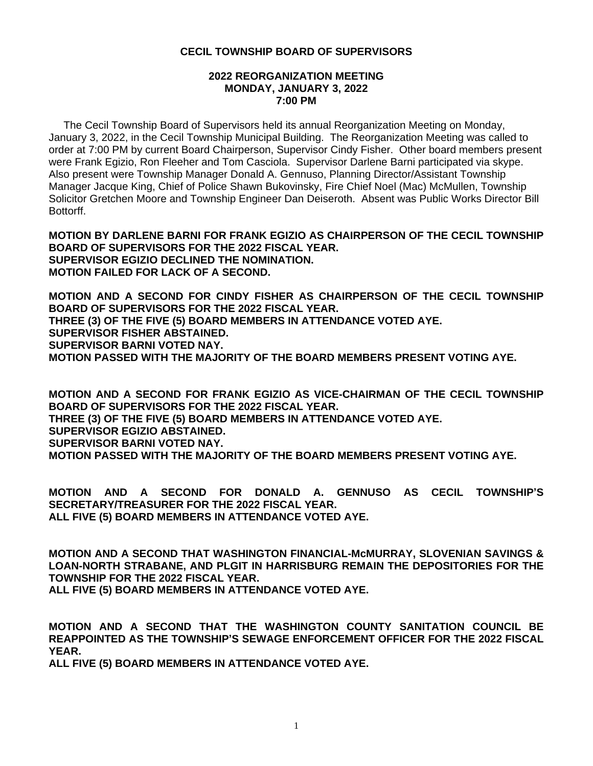**CECIL TOWNSHIP BOARD OF SUPERVISORS**

**2022 REORGANIZATION MEETING**
**MONDAY, JANUARY 3, 2022**
**7:00 PM**

The Cecil Township Board of Supervisors held its annual Reorganization Meeting on Monday, January 3, 2022, in the Cecil Township Municipal Building. The Reorganization Meeting was called to order at 7:00 PM by current Board Chairperson, Supervisor Cindy Fisher. Other board members present were Frank Egizio, Ron Fleeher and Tom Casciola. Supervisor Darlene Barni participated via skype. Also present were Township Manager Donald A. Gennuso, Planning Director/Assistant Township Manager Jacque King, Chief of Police Shawn Bukovinsky, Fire Chief Noel (Mac) McMullen, Township Solicitor Gretchen Moore and Township Engineer Dan Deiseroth. Absent was Public Works Director Bill Bottorff.

**MOTION BY DARLENE BARNI FOR FRANK EGIZIO AS CHAIRPERSON OF THE CECIL TOWNSHIP BOARD OF SUPERVISORS FOR THE 2022 FISCAL YEAR.**
**SUPERVISOR EGIZIO DECLINED THE NOMINATION.**
**MOTION FAILED FOR LACK OF A SECOND.**

**MOTION AND A SECOND FOR CINDY FISHER AS CHAIRPERSON OF THE CECIL TOWNSHIP BOARD OF SUPERVISORS FOR THE 2022 FISCAL YEAR.**
**THREE (3) OF THE FIVE (5) BOARD MEMBERS IN ATTENDANCE VOTED AYE.**
**SUPERVISOR FISHER ABSTAINED.**
**SUPERVISOR BARNI VOTED NAY.**
**MOTION PASSED WITH THE MAJORITY OF THE BOARD MEMBERS PRESENT VOTING AYE.**

**MOTION AND A SECOND FOR FRANK EGIZIO AS VICE-CHAIRMAN OF THE CECIL TOWNSHIP BOARD OF SUPERVISORS FOR THE 2022 FISCAL YEAR.**
**THREE (3) OF THE FIVE (5) BOARD MEMBERS IN ATTENDANCE VOTED AYE.**
**SUPERVISOR EGIZIO ABSTAINED.**
**SUPERVISOR BARNI VOTED NAY.**
**MOTION PASSED WITH THE MAJORITY OF THE BOARD MEMBERS PRESENT VOTING AYE.**

**MOTION AND A SECOND FOR DONALD A. GENNUSO AS CECIL TOWNSHIP'S SECRETARY/TREASURER FOR THE 2022 FISCAL YEAR.**
**ALL FIVE (5) BOARD MEMBERS IN ATTENDANCE VOTED AYE.**

**MOTION AND A SECOND THAT WASHINGTON FINANCIAL-McMURRAY, SLOVENIAN SAVINGS & LOAN-NORTH STRABANE, AND PLGIT IN HARRISBURG REMAIN THE DEPOSITORIES FOR THE TOWNSHIP FOR THE 2022 FISCAL YEAR.**
**ALL FIVE (5) BOARD MEMBERS IN ATTENDANCE VOTED AYE.**

**MOTION AND A SECOND THAT THE WASHINGTON COUNTY SANITATION COUNCIL BE REAPPOINTED AS THE TOWNSHIP'S SEWAGE ENFORCEMENT OFFICER FOR THE 2022 FISCAL YEAR.**
**ALL FIVE (5) BOARD MEMBERS IN ATTENDANCE VOTED AYE.**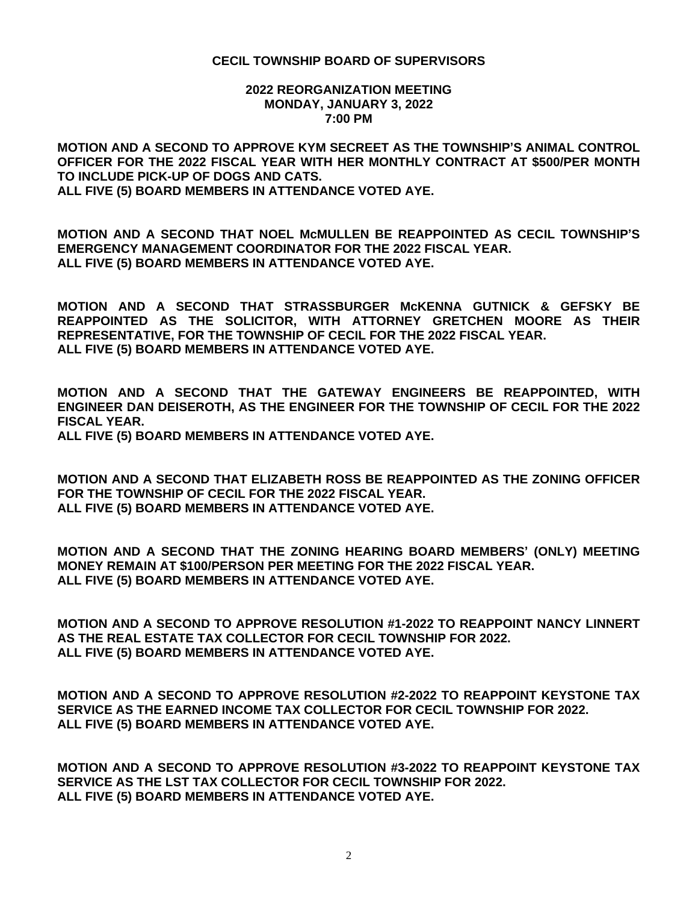**CECIL TOWNSHIP BOARD OF SUPERVISORS**

**2022 REORGANIZATION MEETING**
**MONDAY, JANUARY 3, 2022**
**7:00 PM**

**MOTION AND A SECOND TO APPROVE KYM SECREET AS THE TOWNSHIP'S ANIMAL CONTROL OFFICER FOR THE 2022 FISCAL YEAR WITH HER MONTHLY CONTRACT AT $500/PER MONTH TO INCLUDE PICK-UP OF DOGS AND CATS.**
**ALL FIVE (5) BOARD MEMBERS IN ATTENDANCE VOTED AYE.**

**MOTION AND A SECOND THAT NOEL McMULLEN BE REAPPOINTED AS CECIL TOWNSHIP'S EMERGENCY MANAGEMENT COORDINATOR FOR THE 2022 FISCAL YEAR.**
**ALL FIVE (5) BOARD MEMBERS IN ATTENDANCE VOTED AYE.**

**MOTION AND A SECOND THAT STRASSBURGER McKENNA GUTNICK & GEFSKY BE REAPPOINTED AS THE SOLICITOR, WITH ATTORNEY GRETCHEN MOORE AS THEIR REPRESENTATIVE, FOR THE TOWNSHIP OF CECIL FOR THE 2022 FISCAL YEAR.**
**ALL FIVE (5) BOARD MEMBERS IN ATTENDANCE VOTED AYE.**

**MOTION AND A SECOND THAT THE GATEWAY ENGINEERS BE REAPPOINTED, WITH ENGINEER DAN DEISEROTH, AS THE ENGINEER FOR THE TOWNSHIP OF CECIL FOR THE 2022 FISCAL YEAR.**
**ALL FIVE (5) BOARD MEMBERS IN ATTENDANCE VOTED AYE.**

**MOTION AND A SECOND THAT ELIZABETH ROSS BE REAPPOINTED AS THE ZONING OFFICER FOR THE TOWNSHIP OF CECIL FOR THE 2022 FISCAL YEAR.**
**ALL FIVE (5) BOARD MEMBERS IN ATTENDANCE VOTED AYE.**

**MOTION AND A SECOND THAT THE ZONING HEARING BOARD MEMBERS' (ONLY) MEETING MONEY REMAIN AT $100/PERSON PER MEETING FOR THE 2022 FISCAL YEAR.**
**ALL FIVE (5) BOARD MEMBERS IN ATTENDANCE VOTED AYE.**

**MOTION AND A SECOND TO APPROVE RESOLUTION #1-2022 TO REAPPOINT NANCY LINNERT AS THE REAL ESTATE TAX COLLECTOR FOR CECIL TOWNSHIP FOR 2022.**
**ALL FIVE (5) BOARD MEMBERS IN ATTENDANCE VOTED AYE.**

**MOTION AND A SECOND TO APPROVE RESOLUTION #2-2022 TO REAPPOINT KEYSTONE TAX SERVICE AS THE EARNED INCOME TAX COLLECTOR FOR CECIL TOWNSHIP FOR 2022.**
**ALL FIVE (5) BOARD MEMBERS IN ATTENDANCE VOTED AYE.**

**MOTION AND A SECOND TO APPROVE RESOLUTION #3-2022 TO REAPPOINT KEYSTONE TAX SERVICE AS THE LST TAX COLLECTOR FOR CECIL TOWNSHIP FOR 2022.**
**ALL FIVE (5) BOARD MEMBERS IN ATTENDANCE VOTED AYE.**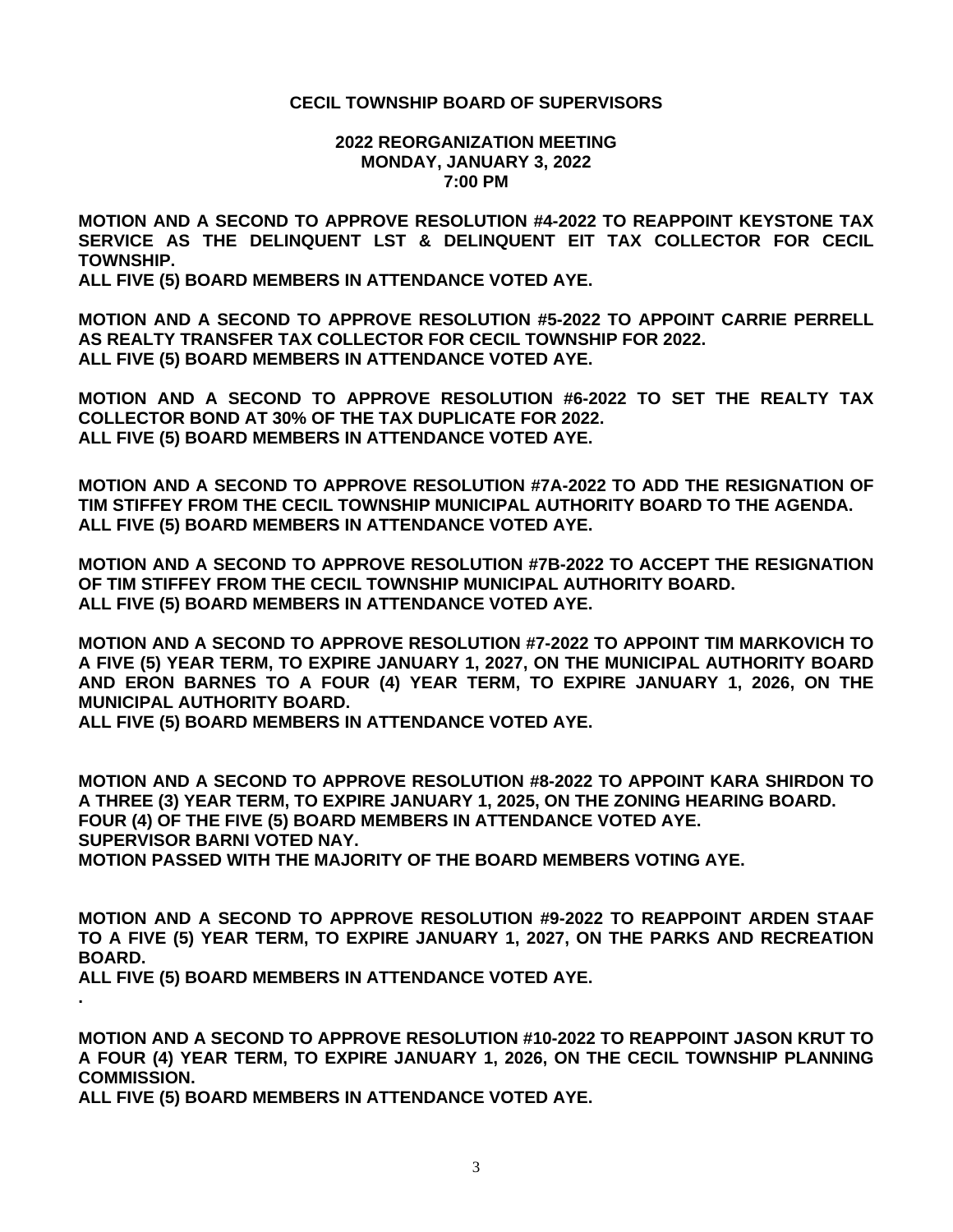**CECIL TOWNSHIP BOARD OF SUPERVISORS**

**2022 REORGANIZATION MEETING**
**MONDAY, JANUARY 3, 2022**
**7:00 PM**

**MOTION AND A SECOND TO APPROVE RESOLUTION #4-2022 TO REAPPOINT KEYSTONE TAX SERVICE AS THE DELINQUENT LST & DELINQUENT EIT TAX COLLECTOR FOR CECIL TOWNSHIP.**
**ALL FIVE (5) BOARD MEMBERS IN ATTENDANCE VOTED AYE.**

**MOTION AND A SECOND TO APPROVE RESOLUTION #5-2022 TO APPOINT CARRIE PERRELL AS REALTY TRANSFER TAX COLLECTOR FOR CECIL TOWNSHIP FOR 2022.**
**ALL FIVE (5) BOARD MEMBERS IN ATTENDANCE VOTED AYE.**

**MOTION AND A SECOND TO APPROVE RESOLUTION #6-2022 TO SET THE REALTY TAX COLLECTOR BOND AT 30% OF THE TAX DUPLICATE FOR 2022.**
**ALL FIVE (5) BOARD MEMBERS IN ATTENDANCE VOTED AYE.**

**MOTION AND A SECOND TO APPROVE RESOLUTION #7A-2022 TO ADD THE RESIGNATION OF TIM STIFFEY FROM THE CECIL TOWNSHIP MUNICIPAL AUTHORITY BOARD TO THE AGENDA.**
**ALL FIVE (5) BOARD MEMBERS IN ATTENDANCE VOTED AYE.**

**MOTION AND A SECOND TO APPROVE RESOLUTION #7B-2022 TO ACCEPT THE RESIGNATION OF TIM STIFFEY FROM THE CECIL TOWNSHIP MUNICIPAL AUTHORITY BOARD.**
**ALL FIVE (5) BOARD MEMBERS IN ATTENDANCE VOTED AYE.**

**MOTION AND A SECOND TO APPROVE RESOLUTION #7-2022 TO APPOINT TIM MARKOVICH TO A FIVE (5) YEAR TERM, TO EXPIRE JANUARY 1, 2027, ON THE MUNICIPAL AUTHORITY BOARD AND ERON BARNES TO A FOUR (4) YEAR TERM, TO EXPIRE JANUARY 1, 2026, ON THE MUNICIPAL AUTHORITY BOARD.**
**ALL FIVE (5) BOARD MEMBERS IN ATTENDANCE VOTED AYE.**

**MOTION AND A SECOND TO APPROVE RESOLUTION #8-2022 TO APPOINT KARA SHIRDON TO A THREE (3) YEAR TERM, TO EXPIRE JANUARY 1, 2025, ON THE ZONING HEARING BOARD.**
**FOUR (4) OF THE FIVE (5) BOARD MEMBERS IN ATTENDANCE VOTED AYE.**
**SUPERVISOR BARNI VOTED NAY.**
**MOTION PASSED WITH THE MAJORITY OF THE BOARD MEMBERS VOTING AYE.**

**MOTION AND A SECOND TO APPROVE RESOLUTION #9-2022 TO REAPPOINT ARDEN STAAF TO A FIVE (5) YEAR TERM, TO EXPIRE JANUARY 1, 2027, ON THE PARKS AND RECREATION BOARD.**
**ALL FIVE (5) BOARD MEMBERS IN ATTENDANCE VOTED AYE.**
**.**

**MOTION AND A SECOND TO APPROVE RESOLUTION #10-2022 TO REAPPOINT JASON KRUT TO A FOUR (4) YEAR TERM, TO EXPIRE JANUARY 1, 2026, ON THE CECIL TOWNSHIP PLANNING COMMISSION.**
**ALL FIVE (5) BOARD MEMBERS IN ATTENDANCE VOTED AYE.**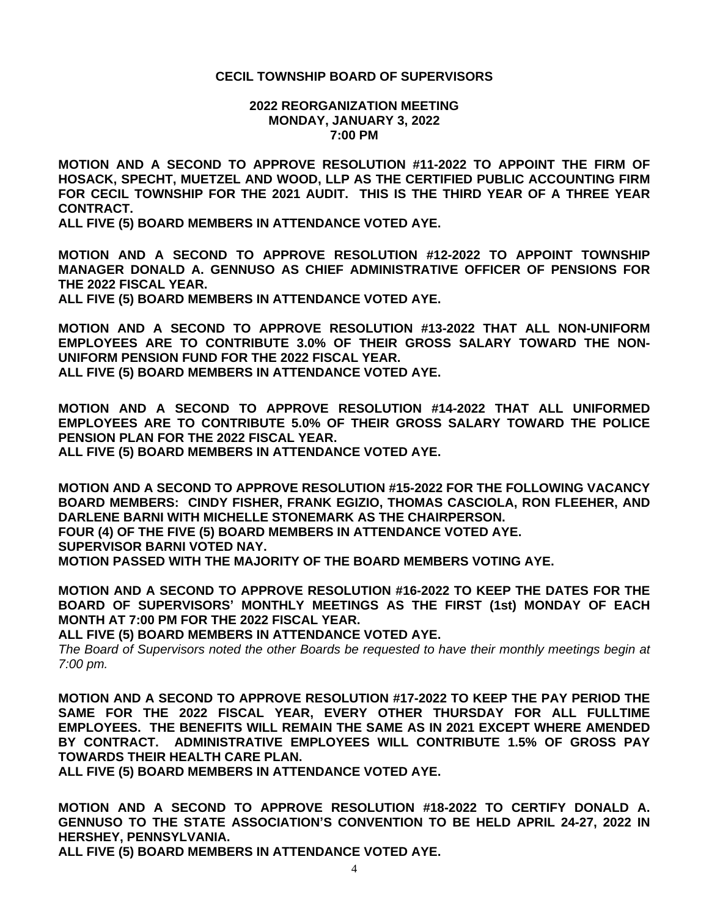**CECIL TOWNSHIP BOARD OF SUPERVISORS**

**2022 REORGANIZATION MEETING**
**MONDAY, JANUARY 3, 2022**
**7:00 PM**

**MOTION AND A SECOND TO APPROVE RESOLUTION #11-2022 TO APPOINT THE FIRM OF HOSACK, SPECHT, MUETZEL AND WOOD, LLP AS THE CERTIFIED PUBLIC ACCOUNTING FIRM FOR CECIL TOWNSHIP FOR THE 2021 AUDIT. THIS IS THE THIRD YEAR OF A THREE YEAR CONTRACT.**
**ALL FIVE (5) BOARD MEMBERS IN ATTENDANCE VOTED AYE.**

**MOTION AND A SECOND TO APPROVE RESOLUTION #12-2022 TO APPOINT TOWNSHIP MANAGER DONALD A. GENNUSO AS CHIEF ADMINISTRATIVE OFFICER OF PENSIONS FOR THE 2022 FISCAL YEAR.**
**ALL FIVE (5) BOARD MEMBERS IN ATTENDANCE VOTED AYE.**

**MOTION AND A SECOND TO APPROVE RESOLUTION #13-2022 THAT ALL NON-UNIFORM EMPLOYEES ARE TO CONTRIBUTE 3.0% OF THEIR GROSS SALARY TOWARD THE NON-UNIFORM PENSION FUND FOR THE 2022 FISCAL YEAR.**
**ALL FIVE (5) BOARD MEMBERS IN ATTENDANCE VOTED AYE.**

**MOTION AND A SECOND TO APPROVE RESOLUTION #14-2022 THAT ALL UNIFORMED EMPLOYEES ARE TO CONTRIBUTE 5.0% OF THEIR GROSS SALARY TOWARD THE POLICE PENSION PLAN FOR THE 2022 FISCAL YEAR.**
**ALL FIVE (5) BOARD MEMBERS IN ATTENDANCE VOTED AYE.**

**MOTION AND A SECOND TO APPROVE RESOLUTION #15-2022 FOR THE FOLLOWING VACANCY BOARD MEMBERS: CINDY FISHER, FRANK EGIZIO, THOMAS CASCIOLA, RON FLEEHER, AND DARLENE BARNI WITH MICHELLE STONEMARK AS THE CHAIRPERSON.**
**FOUR (4) OF THE FIVE (5) BOARD MEMBERS IN ATTENDANCE VOTED AYE.**
**SUPERVISOR BARNI VOTED NAY.**
**MOTION PASSED WITH THE MAJORITY OF THE BOARD MEMBERS VOTING AYE.**

**MOTION AND A SECOND TO APPROVE RESOLUTION #16-2022 TO KEEP THE DATES FOR THE BOARD OF SUPERVISORS' MONTHLY MEETINGS AS THE FIRST (1st) MONDAY OF EACH MONTH AT 7:00 PM FOR THE 2022 FISCAL YEAR.**
**ALL FIVE (5) BOARD MEMBERS IN ATTENDANCE VOTED AYE.**
*The Board of Supervisors noted the other Boards be requested to have their monthly meetings begin at 7:00 pm.*

**MOTION AND A SECOND TO APPROVE RESOLUTION #17-2022 TO KEEP THE PAY PERIOD THE SAME FOR THE 2022 FISCAL YEAR, EVERY OTHER THURSDAY FOR ALL FULLTIME EMPLOYEES. THE BENEFITS WILL REMAIN THE SAME AS IN 2021 EXCEPT WHERE AMENDED BY CONTRACT. ADMINISTRATIVE EMPLOYEES WILL CONTRIBUTE 1.5% OF GROSS PAY TOWARDS THEIR HEALTH CARE PLAN.**
**ALL FIVE (5) BOARD MEMBERS IN ATTENDANCE VOTED AYE.**

**MOTION AND A SECOND TO APPROVE RESOLUTION #18-2022 TO CERTIFY DONALD A. GENNUSO TO THE STATE ASSOCIATION'S CONVENTION TO BE HELD APRIL 24-27, 2022 IN HERSHEY, PENNSYLVANIA.**
**ALL FIVE (5) BOARD MEMBERS IN ATTENDANCE VOTED AYE.**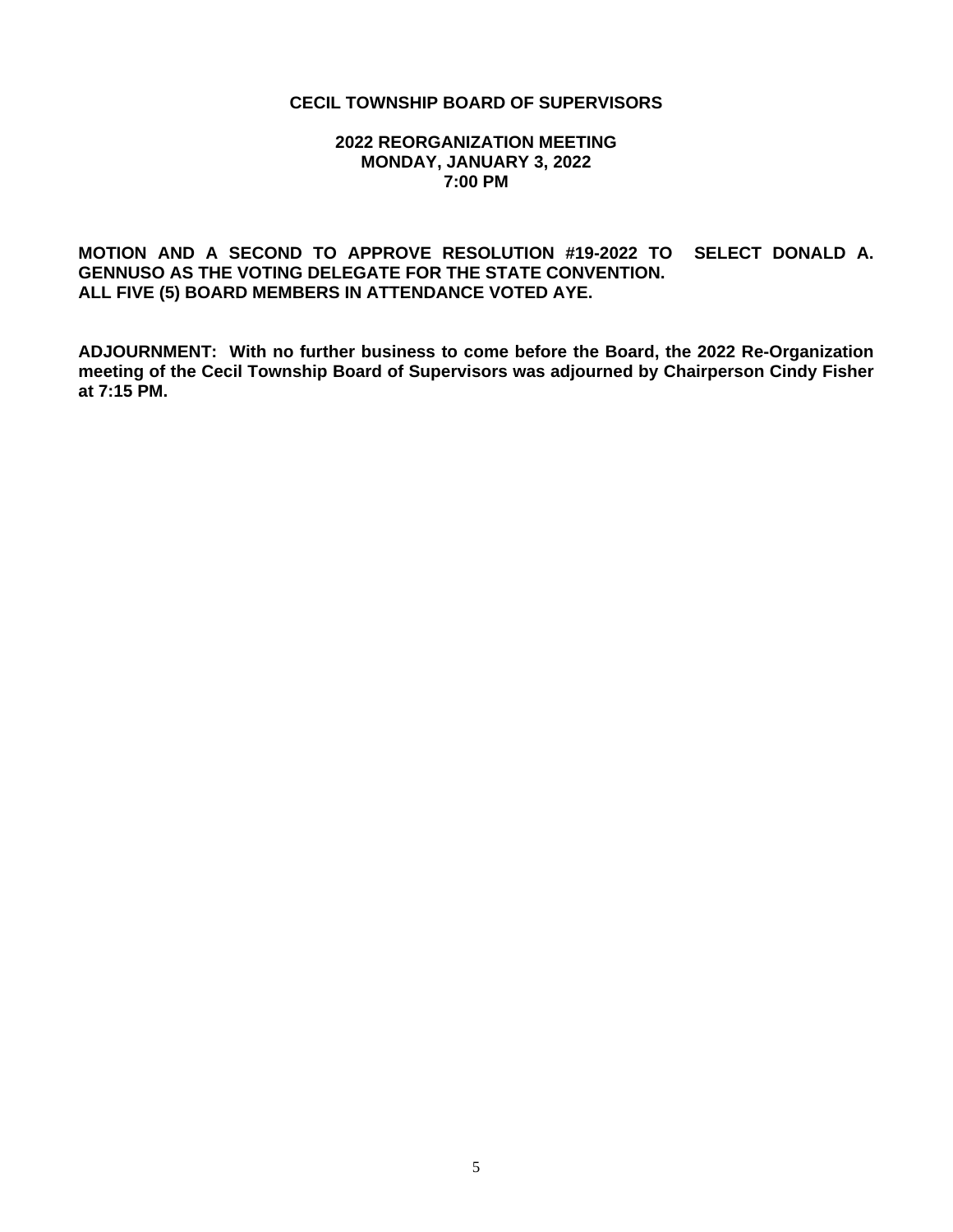**CECIL TOWNSHIP BOARD OF SUPERVISORS**

**2022 REORGANIZATION MEETING**
**MONDAY, JANUARY 3, 2022**
**7:00 PM**

**MOTION AND A SECOND TO APPROVE RESOLUTION #19-2022 TO SELECT DONALD A. GENNUSO AS THE VOTING DELEGATE FOR THE STATE CONVENTION.**
**ALL FIVE (5) BOARD MEMBERS IN ATTENDANCE VOTED AYE.**

**ADJOURNMENT: With no further business to come before the Board, the 2022 Re-Organization meeting of the Cecil Township Board of Supervisors was adjourned by Chairperson Cindy Fisher at 7:15 PM.**